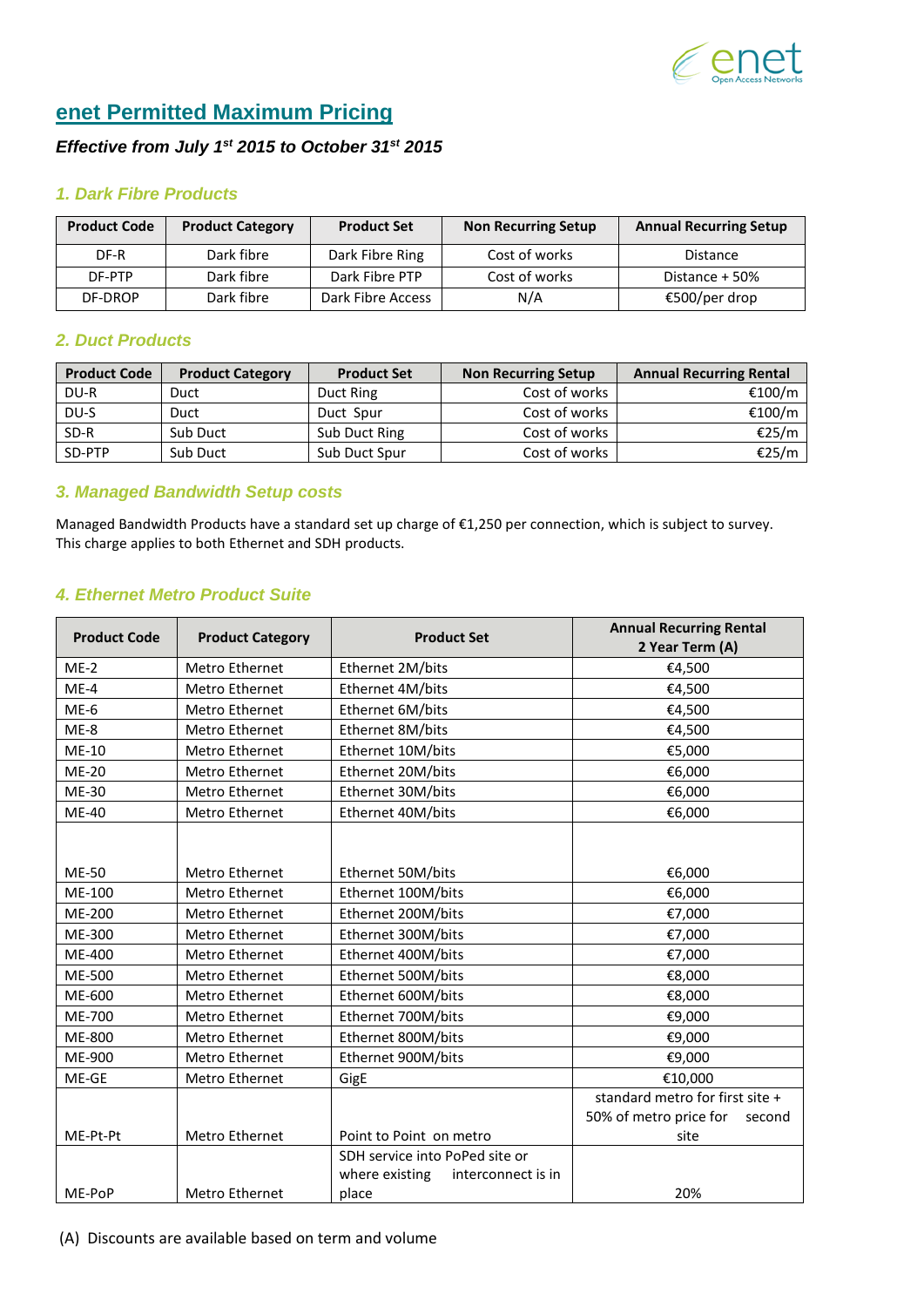# enet Permitted Maximum Pricing

***Effective from July 1st 2015 to October 31st 2015***

## 1. Dark Fibre Products

| Product Code | Product Category | Product Set | Non Recurring Setup | Annual Recurring Setup |
|---|---|---|---|---|
| DF-R | Dark fibre | Dark Fibre Ring | Cost of works | Distance |
| DF-PTP | Dark fibre | Dark Fibre PTP | Cost of works | Distance + 50% |
| DF-DROP | Dark fibre | Dark Fibre Access | N/A | €500/per drop |

## 2. Duct Products

| Product Code | Product Category | Product Set | Non Recurring Setup | Annual Recurring Rental |
|---|---|---|---|---|
| DU-R | Duct | Duct Ring | Cost of works | €100/m |
| DU-S | Duct | Duct Spur | Cost of works | €100/m |
| SD-R | Sub Duct | Sub Duct Ring | Cost of works | €25/m |
| SD-PTP | Sub Duct | Sub Duct Spur | Cost of works | €25/m |

## 3. Managed Bandwidth Setup costs

Managed Bandwidth Products have a standard set up charge of €1,250 per connection, which is subject to survey. This charge applies to both Ethernet and SDH products.

## 4. Ethernet Metro Product Suite

| Product Code | Product Category | Product Set | Annual Recurring Rental 2 Year Term (A) |
|---|---|---|---|
| ME-2 | Metro Ethernet | Ethernet 2M/bits | €4,500 |
| ME-4 | Metro Ethernet | Ethernet 4M/bits | €4,500 |
| ME-6 | Metro Ethernet | Ethernet 6M/bits | €4,500 |
| ME-8 | Metro Ethernet | Ethernet 8M/bits | €4,500 |
| ME-10 | Metro Ethernet | Ethernet 10M/bits | €5,000 |
| ME-20 | Metro Ethernet | Ethernet 20M/bits | €6,000 |
| ME-30 | Metro Ethernet | Ethernet 30M/bits | €6,000 |
| ME-40 | Metro Ethernet | Ethernet 40M/bits | €6,000 |
| ME-50 | Metro Ethernet | Ethernet 50M/bits | €6,000 |
| ME-100 | Metro Ethernet | Ethernet 100M/bits | €6,000 |
| ME-200 | Metro Ethernet | Ethernet 200M/bits | €7,000 |
| ME-300 | Metro Ethernet | Ethernet 300M/bits | €7,000 |
| ME-400 | Metro Ethernet | Ethernet 400M/bits | €7,000 |
| ME-500 | Metro Ethernet | Ethernet 500M/bits | €8,000 |
| ME-600 | Metro Ethernet | Ethernet 600M/bits | €8,000 |
| ME-700 | Metro Ethernet | Ethernet 700M/bits | €9,000 |
| ME-800 | Metro Ethernet | Ethernet 800M/bits | €9,000 |
| ME-900 | Metro Ethernet | Ethernet 900M/bits | €9,000 |
| ME-GE | Metro Ethernet | GigE | €10,000 |
| ME-Pt-Pt | Metro Ethernet | Point to Point on metro | standard metro for first site + 50% of metro price for second site |
| ME-PoP | Metro Ethernet | SDH service into PoPed site or where existing interconnect is in place | 20% |

(A) Discounts are available based on term and volume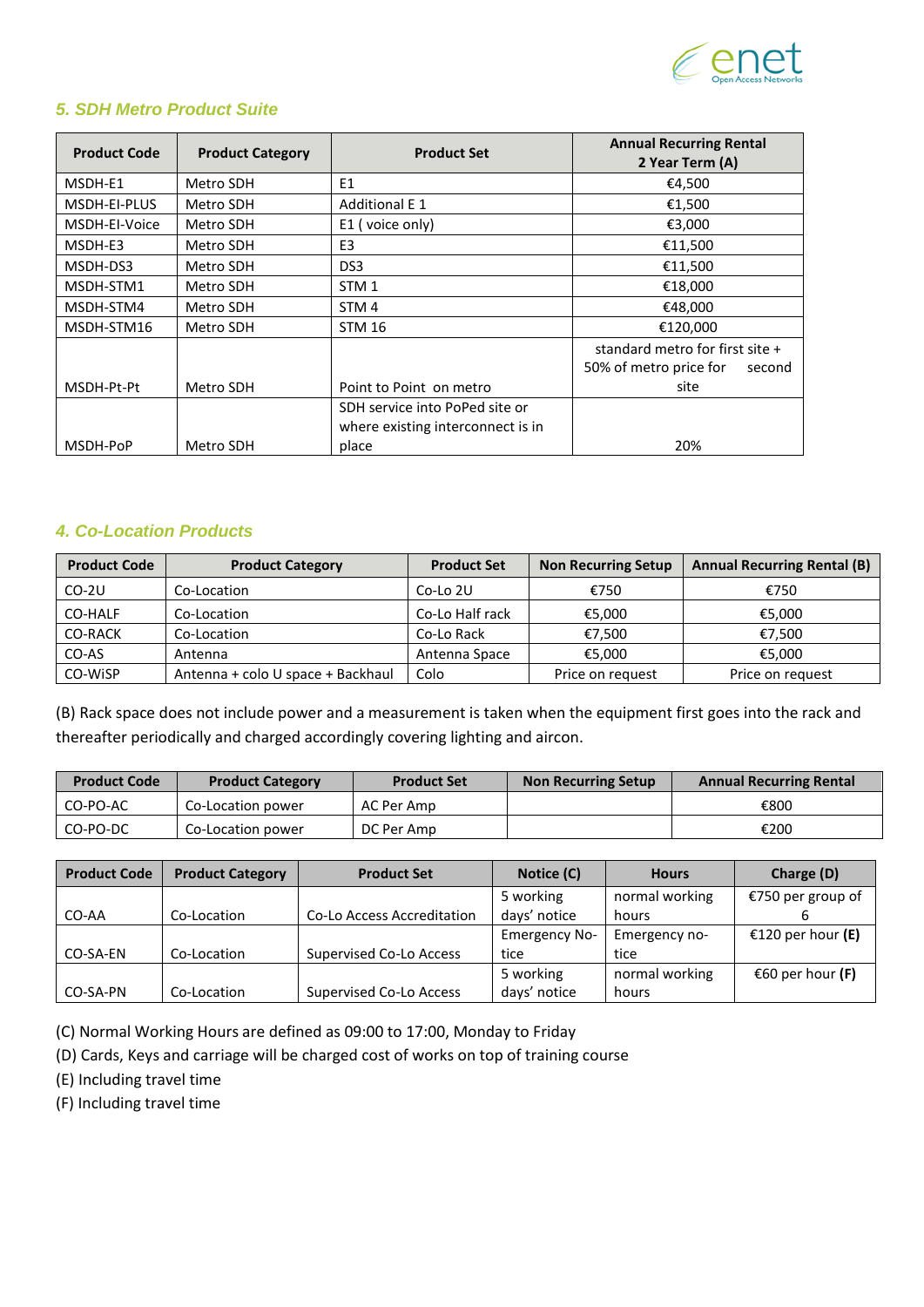### 5. SDH Metro Product Suite

| Product Code | Product Category | Product Set | Annual Recurring Rental 2 Year Term (A) |
|---|---|---|---|
| MSDH-E1 | Metro SDH | E1 | €4,500 |
| MSDH-EI-PLUS | Metro SDH | Additional E 1 | €1,500 |
| MSDH-EI-Voice | Metro SDH | E1 ( voice only) | €3,000 |
| MSDH-E3 | Metro SDH | E3 | €11,500 |
| MSDH-DS3 | Metro SDH | DS3 | €11,500 |
| MSDH-STM1 | Metro SDH | STM 1 | €18,000 |
| MSDH-STM4 | Metro SDH | STM 4 | €48,000 |
| MSDH-STM16 | Metro SDH | STM 16 | €120,000 |
| MSDH-Pt-Pt | Metro SDH | Point to Point on metro | standard metro for first site + 50% of metro price for second site |
| MSDH-PoP | Metro SDH | SDH service into PoPed site or where existing interconnect is in place | 20% |

### 4. Co-Location Products

| Product Code | Product Category | Product Set | Non Recurring Setup | Annual Recurring Rental (B) |
|---|---|---|---|---|
| CO-2U | Co-Location | Co-Lo 2U | €750 | €750 |
| CO-HALF | Co-Location | Co-Lo Half rack | €5,000 | €5,000 |
| CO-RACK | Co-Location | Co-Lo Rack | €7,500 | €7,500 |
| CO-AS | Antenna | Antenna Space | €5,000 | €5,000 |
| CO-WiSP | Antenna + colo U space + Backhaul | Colo | Price on request | Price on request |

(B) Rack space does not include power and a measurement is taken when the equipment first goes into the rack and thereafter periodically and charged accordingly covering lighting and aircon.

| Product Code | Product Category | Product Set | Non Recurring Setup | Annual Recurring Rental |
|---|---|---|---|---|
| CO-PO-AC | Co-Location power | AC Per Amp | | €800 |
| CO-PO-DC | Co-Location power | DC Per Amp | | €200 |

| Product Code | Product Category | Product Set | Notice (C) | Hours | Charge (D) |
|---|---|---|---|---|---|
| CO-AA | Co-Location | Co-Lo Access Accreditation | 5 working days' notice | normal working hours | €750 per group of 6 |
| CO-SA-EN | Co-Location | Supervised Co-Lo Access | Emergency Notice | Emergency notice | €120 per hour **(E)** |
| CO-SA-PN | Co-Location | Supervised Co-Lo Access | 5 working days' notice | normal working hours | €60 per hour **(F)** |

(C) Normal Working Hours are defined as 09:00 to 17:00, Monday to Friday

(D) Cards, Keys and carriage will be charged cost of works on top of training course

(E) Including travel time

(F) Including travel time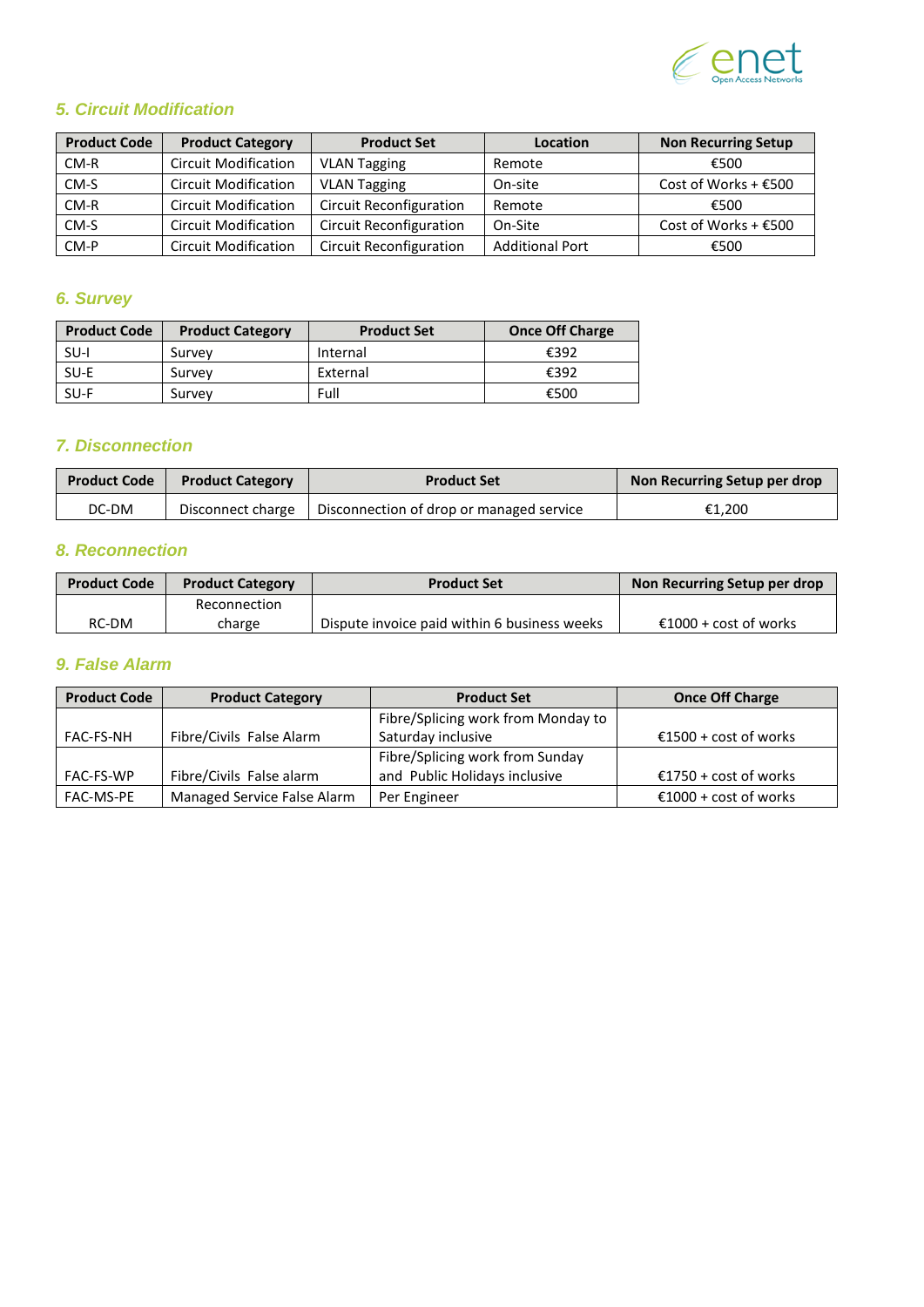## 5. Circuit Modification

| Product Code | Product Category | Product Set | Location | Non Recurring Setup |
|---|---|---|---|---|
| CM-R | Circuit Modification | VLAN Tagging | Remote | €500 |
| CM-S | Circuit Modification | VLAN Tagging | On-site | Cost of Works + €500 |
| CM-R | Circuit Modification | Circuit Reconfiguration | Remote | €500 |
| CM-S | Circuit Modification | Circuit Reconfiguration | On-Site | Cost of Works + €500 |
| CM-P | Circuit Modification | Circuit Reconfiguration | Additional Port | €500 |

## 6. Survey

| Product Code | Product Category | Product Set | Once Off Charge |
|---|---|---|---|
| SU-I | Survey | Internal | €392 |
| SU-E | Survey | External | €392 |
| SU-F | Survey | Full | €500 |

## 7. Disconnection

| Product Code | Product Category | Product Set | Non Recurring Setup per drop |
|---|---|---|---|
| DC-DM | Disconnect charge | Disconnection of drop or managed service | €1,200 |

## 8. Reconnection

| Product Code | Product Category | Product Set | Non Recurring Setup per drop |
|---|---|---|---|
| RC-DM | Reconnection charge | Dispute invoice paid within 6 business weeks | €1000 + cost of works |

## 9. False Alarm

| Product Code | Product Category | Product Set | Once Off Charge |
|---|---|---|---|
| FAC-FS-NH | Fibre/Civils False Alarm | Fibre/Splicing work from Monday to Saturday inclusive | €1500 + cost of works |
| FAC-FS-WP | Fibre/Civils False alarm | Fibre/Splicing work from Sunday and Public Holidays inclusive | €1750 + cost of works |
| FAC-MS-PE | Managed Service False Alarm | Per Engineer | €1000 + cost of works |